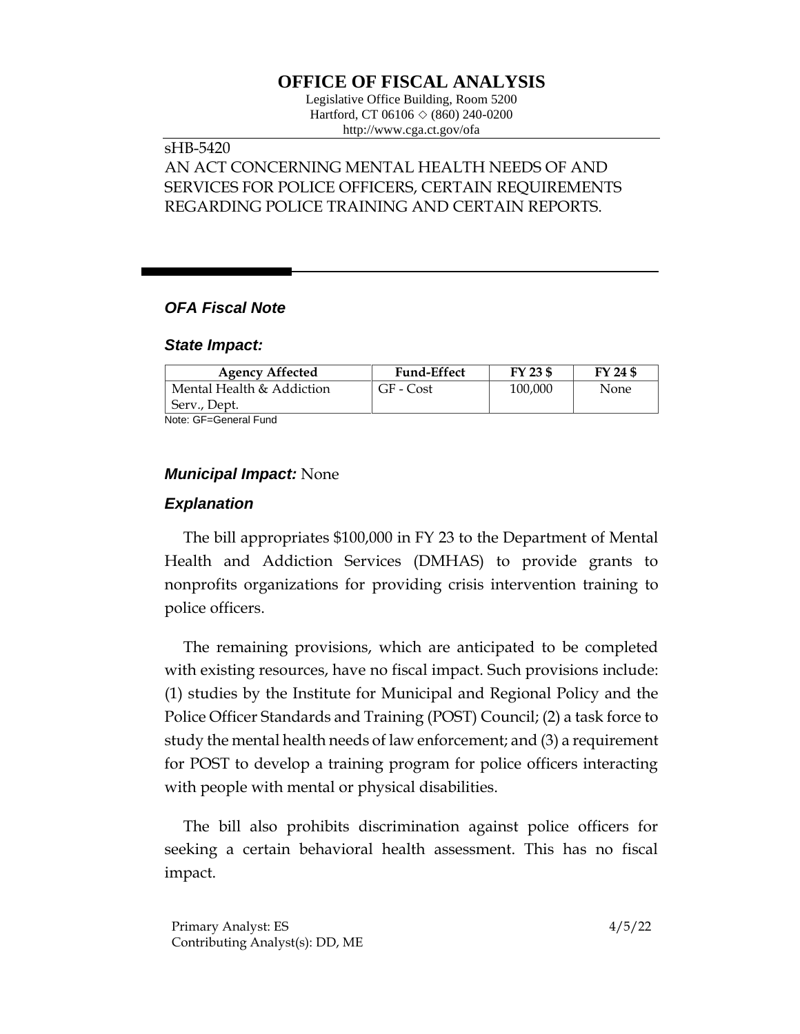# OFFICE OF FISCAL ANALYSIS

Legislative Office Building, Room 5200
Hartford, CT 06106 ◇ (860) 240-0200
http://www.cga.ct.gov/ofa

sHB-5420
AN ACT CONCERNING MENTAL HEALTH NEEDS OF AND SERVICES FOR POLICE OFFICERS, CERTAIN REQUIREMENTS REGARDING POLICE TRAINING AND CERTAIN REPORTS.

## *OFA Fiscal Note*

### *State Impact:*

| Agency Affected | Fund-Effect | FY 23 $ | FY 24 $ |
|---|---|---|---|
| Mental Health & Addiction Serv., Dept. | GF - Cost | 100,000 | None |

Note: GF=General Fund

### *Municipal Impact:* None

### *Explanation*

The bill appropriates $100,000 in FY 23 to the Department of Mental Health and Addiction Services (DMHAS) to provide grants to nonprofits organizations for providing crisis intervention training to police officers.

The remaining provisions, which are anticipated to be completed with existing resources, have no fiscal impact. Such provisions include: (1) studies by the Institute for Municipal and Regional Policy and the Police Officer Standards and Training (POST) Council; (2) a task force to study the mental health needs of law enforcement; and (3) a requirement for POST to develop a training program for police officers interacting with people with mental or physical disabilities.

The bill also prohibits discrimination against police officers for seeking a certain behavioral health assessment. This has no fiscal impact.

Primary Analyst: ES
Contributing Analyst(s): DD, ME

4/5/22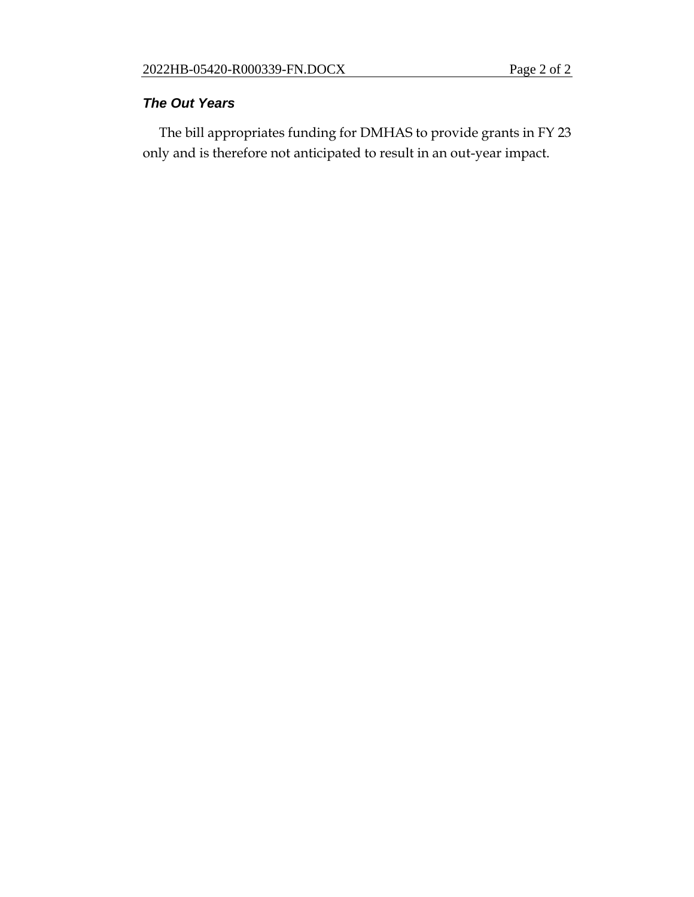### *The Out Years*

The bill appropriates funding for DMHAS to provide grants in FY 23 only and is therefore not anticipated to result in an out-year impact.